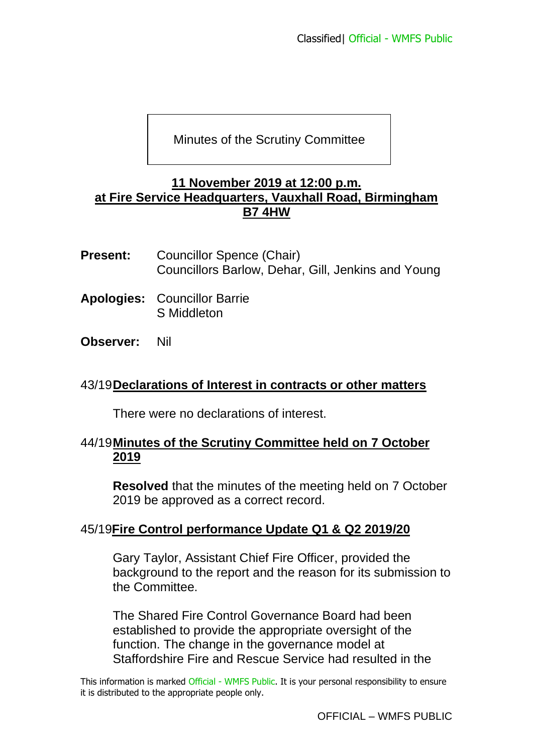# Minutes of the Scrutiny Committee

**11 November 2019 at 12:00 p.m.**
**at Fire Service Headquarters, Vauxhall Road, Birmingham B7 4HW**

**Present:** Councillor Spence (Chair)
Councillors Barlow, Dehar, Gill, Jenkins and Young

**Apologies:** Councillor Barrie
S Middleton

**Observer:** Nil

## 43/19 Declarations of Interest in contracts or other matters

There were no declarations of interest.

## 44/19 Minutes of the Scrutiny Committee held on 7 October 2019

**Resolved** that the minutes of the meeting held on 7 October 2019 be approved as a correct record.

## 45/19 Fire Control performance Update Q1 & Q2 2019/20

Gary Taylor, Assistant Chief Fire Officer, provided the background to the report and the reason for its submission to the Committee.

The Shared Fire Control Governance Board had been established to provide the appropriate oversight of the function. The change in the governance model at Staffordshire Fire and Rescue Service had resulted in the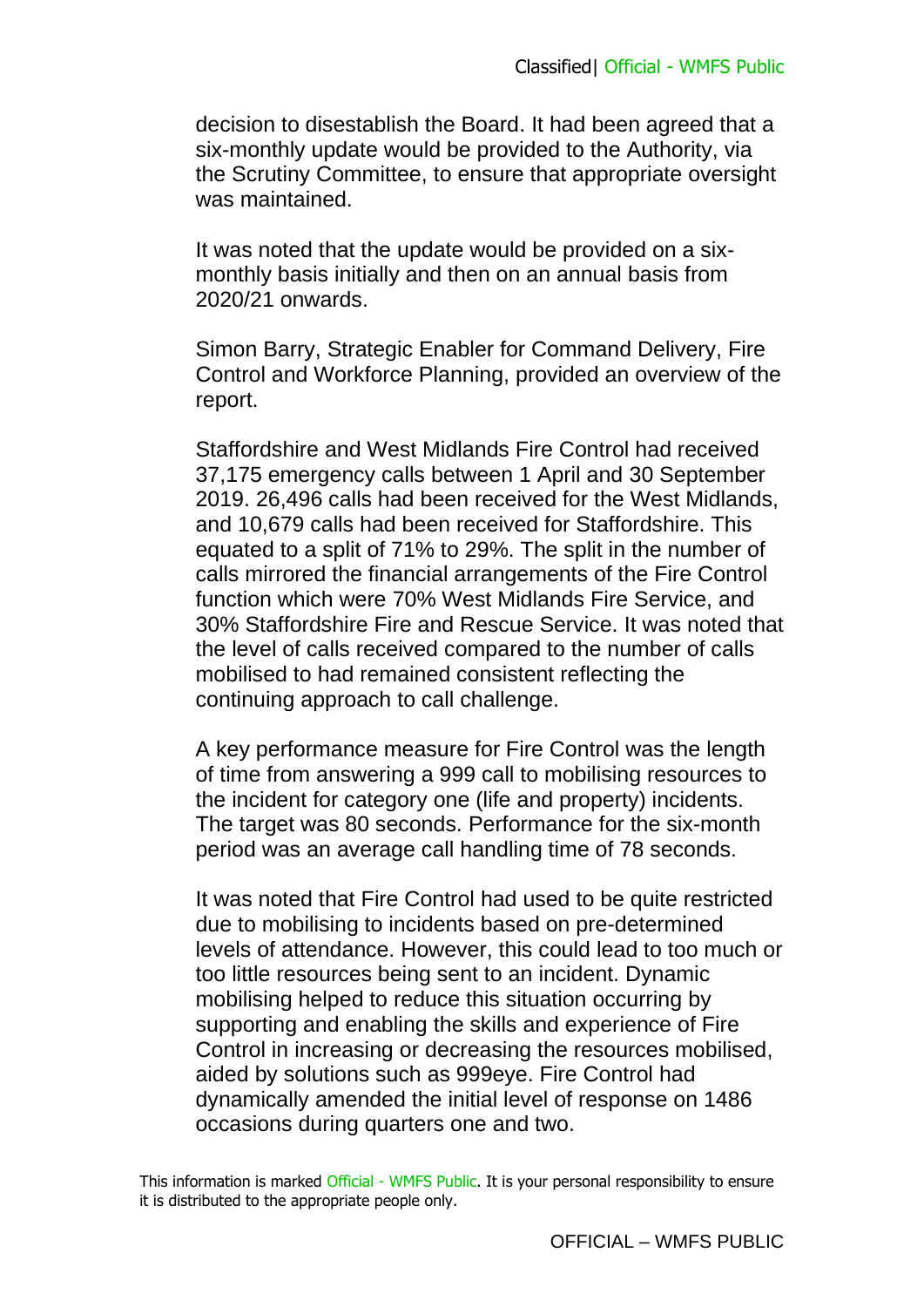decision to disestablish the Board. It had been agreed that a six-monthly update would be provided to the Authority, via the Scrutiny Committee, to ensure that appropriate oversight was maintained.

It was noted that the update would be provided on a six-monthly basis initially and then on an annual basis from 2020/21 onwards.

Simon Barry, Strategic Enabler for Command Delivery, Fire Control and Workforce Planning, provided an overview of the report.

Staffordshire and West Midlands Fire Control had received 37,175 emergency calls between 1 April and 30 September 2019. 26,496 calls had been received for the West Midlands, and 10,679 calls had been received for Staffordshire. This equated to a split of 71% to 29%. The split in the number of calls mirrored the financial arrangements of the Fire Control function which were 70% West Midlands Fire Service, and 30% Staffordshire Fire and Rescue Service. It was noted that the level of calls received compared to the number of calls mobilised to had remained consistent reflecting the continuing approach to call challenge.

A key performance measure for Fire Control was the length of time from answering a 999 call to mobilising resources to the incident for category one (life and property) incidents. The target was 80 seconds. Performance for the six-month period was an average call handling time of 78 seconds.

It was noted that Fire Control had used to be quite restricted due to mobilising to incidents based on pre-determined levels of attendance. However, this could lead to too much or too little resources being sent to an incident. Dynamic mobilising helped to reduce this situation occurring by supporting and enabling the skills and experience of Fire Control in increasing or decreasing the resources mobilised, aided by solutions such as 999eye. Fire Control had dynamically amended the initial level of response on 1486 occasions during quarters one and two.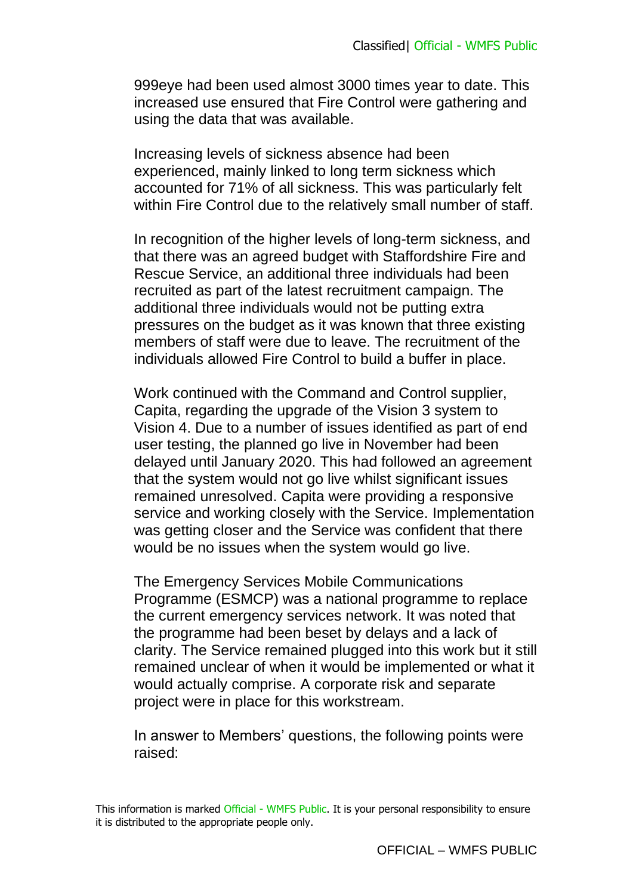999eye had been used almost 3000 times year to date. This increased use ensured that Fire Control were gathering and using the data that was available.

Increasing levels of sickness absence had been experienced, mainly linked to long term sickness which accounted for 71% of all sickness. This was particularly felt within Fire Control due to the relatively small number of staff.

In recognition of the higher levels of long-term sickness, and that there was an agreed budget with Staffordshire Fire and Rescue Service, an additional three individuals had been recruited as part of the latest recruitment campaign. The additional three individuals would not be putting extra pressures on the budget as it was known that three existing members of staff were due to leave. The recruitment of the individuals allowed Fire Control to build a buffer in place.

Work continued with the Command and Control supplier, Capita, regarding the upgrade of the Vision 3 system to Vision 4. Due to a number of issues identified as part of end user testing, the planned go live in November had been delayed until January 2020. This had followed an agreement that the system would not go live whilst significant issues remained unresolved. Capita were providing a responsive service and working closely with the Service. Implementation was getting closer and the Service was confident that there would be no issues when the system would go live.

The Emergency Services Mobile Communications Programme (ESMCP) was a national programme to replace the current emergency services network. It was noted that the programme had been beset by delays and a lack of clarity. The Service remained plugged into this work but it still remained unclear of when it would be implemented or what it would actually comprise. A corporate risk and separate project were in place for this workstream.

In answer to Members' questions, the following points were raised: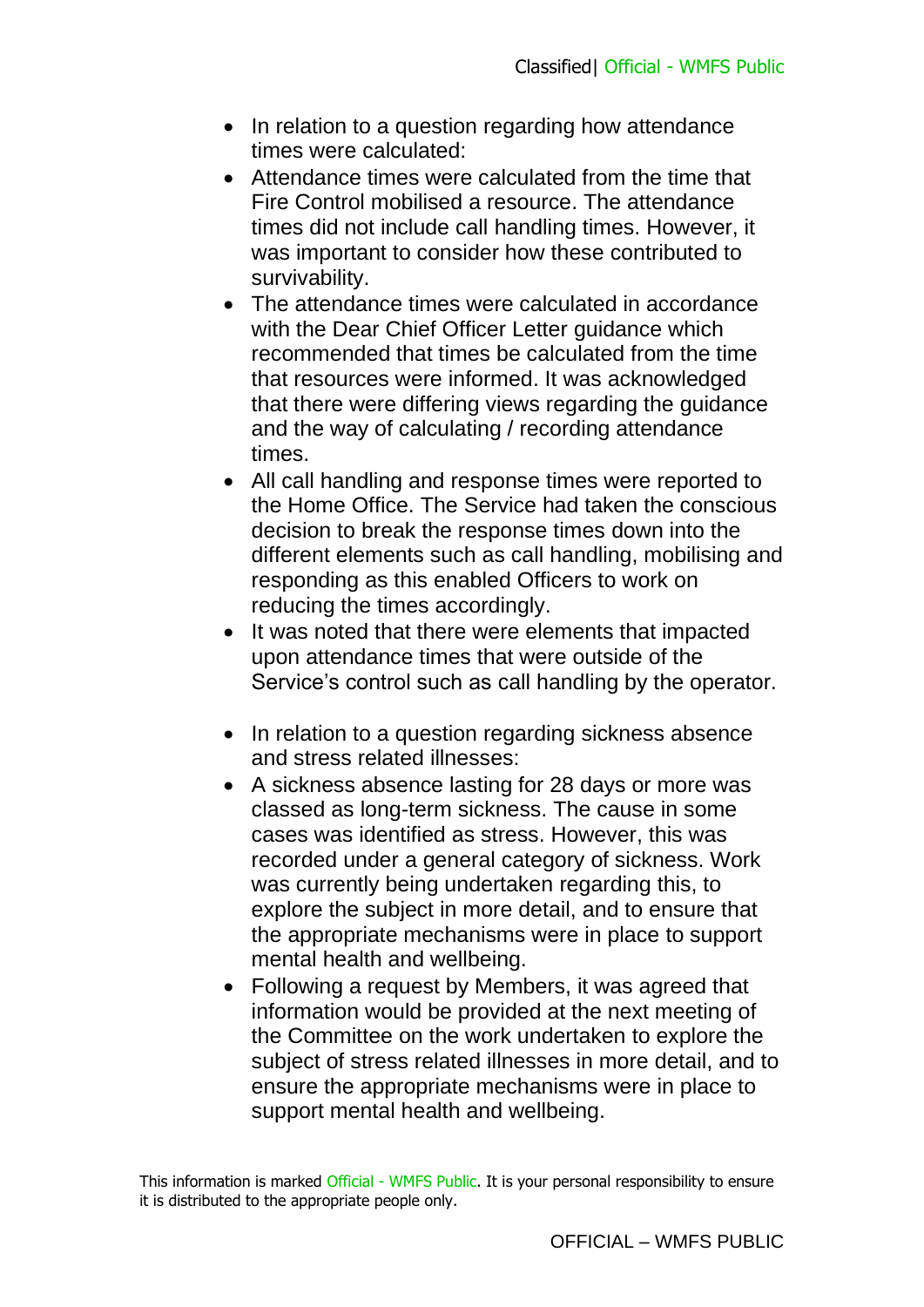- In relation to a question regarding how attendance times were calculated:
- Attendance times were calculated from the time that Fire Control mobilised a resource. The attendance times did not include call handling times. However, it was important to consider how these contributed to survivability.
- The attendance times were calculated in accordance with the Dear Chief Officer Letter guidance which recommended that times be calculated from the time that resources were informed. It was acknowledged that there were differing views regarding the guidance and the way of calculating / recording attendance times.
- All call handling and response times were reported to the Home Office. The Service had taken the conscious decision to break the response times down into the different elements such as call handling, mobilising and responding as this enabled Officers to work on reducing the times accordingly.
- It was noted that there were elements that impacted upon attendance times that were outside of the Service's control such as call handling by the operator.

- In relation to a question regarding sickness absence and stress related illnesses:
- A sickness absence lasting for 28 days or more was classed as long-term sickness. The cause in some cases was identified as stress. However, this was recorded under a general category of sickness. Work was currently being undertaken regarding this, to explore the subject in more detail, and to ensure that the appropriate mechanisms were in place to support mental health and wellbeing.
- Following a request by Members, it was agreed that information would be provided at the next meeting of the Committee on the work undertaken to explore the subject of stress related illnesses in more detail, and to ensure the appropriate mechanisms were in place to support mental health and wellbeing.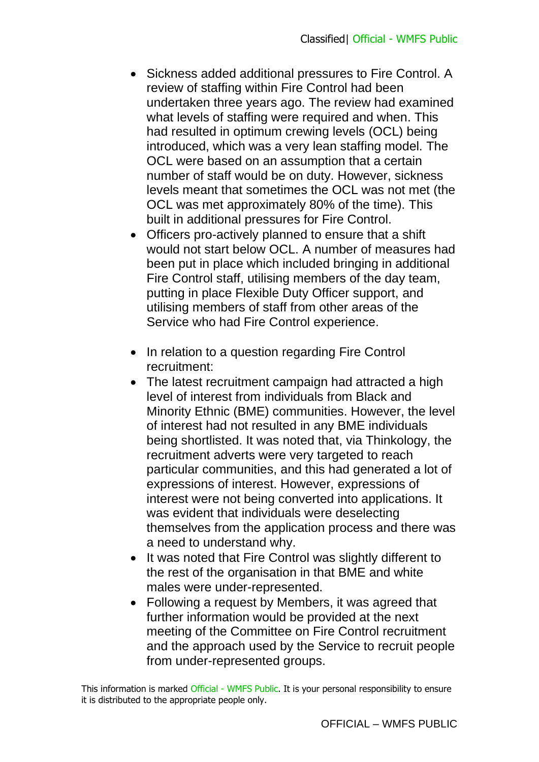- Sickness added additional pressures to Fire Control. A review of staffing within Fire Control had been undertaken three years ago. The review had examined what levels of staffing were required and when. This had resulted in optimum crewing levels (OCL) being introduced, which was a very lean staffing model. The OCL were based on an assumption that a certain number of staff would be on duty. However, sickness levels meant that sometimes the OCL was not met (the OCL was met approximately 80% of the time). This built in additional pressures for Fire Control.
- Officers pro-actively planned to ensure that a shift would not start below OCL. A number of measures had been put in place which included bringing in additional Fire Control staff, utilising members of the day team, putting in place Flexible Duty Officer support, and utilising members of staff from other areas of the Service who had Fire Control experience.

- In relation to a question regarding Fire Control recruitment:
- The latest recruitment campaign had attracted a high level of interest from individuals from Black and Minority Ethnic (BME) communities. However, the level of interest had not resulted in any BME individuals being shortlisted. It was noted that, via Thinkology, the recruitment adverts were very targeted to reach particular communities, and this had generated a lot of expressions of interest. However, expressions of interest were not being converted into applications. It was evident that individuals were deselecting themselves from the application process and there was a need to understand why.
- It was noted that Fire Control was slightly different to the rest of the organisation in that BME and white males were under-represented.
- Following a request by Members, it was agreed that further information would be provided at the next meeting of the Committee on Fire Control recruitment and the approach used by the Service to recruit people from under-represented groups.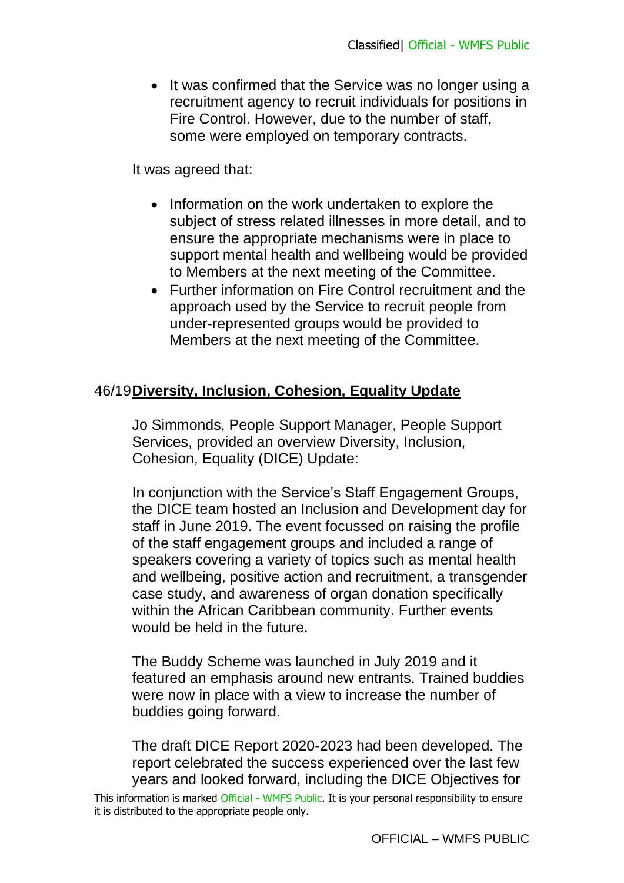- It was confirmed that the Service was no longer using a recruitment agency to recruit individuals for positions in Fire Control. However, due to the number of staff, some were employed on temporary contracts.

It was agreed that:

- Information on the work undertaken to explore the subject of stress related illnesses in more detail, and to ensure the appropriate mechanisms were in place to support mental health and wellbeing would be provided to Members at the next meeting of the Committee.
- Further information on Fire Control recruitment and the approach used by the Service to recruit people from under-represented groups would be provided to Members at the next meeting of the Committee.

## 46/19 **Diversity, Inclusion, Cohesion, Equality Update**

Jo Simmonds, People Support Manager, People Support Services, provided an overview Diversity, Inclusion, Cohesion, Equality (DICE) Update:

In conjunction with the Service's Staff Engagement Groups, the DICE team hosted an Inclusion and Development day for staff in June 2019. The event focussed on raising the profile of the staff engagement groups and included a range of speakers covering a variety of topics such as mental health and wellbeing, positive action and recruitment, a transgender case study, and awareness of organ donation specifically within the African Caribbean community. Further events would be held in the future.

The Buddy Scheme was launched in July 2019 and it featured an emphasis around new entrants. Trained buddies were now in place with a view to increase the number of buddies going forward.

The draft DICE Report 2020-2023 had been developed. The report celebrated the success experienced over the last few years and looked forward, including the DICE Objectives for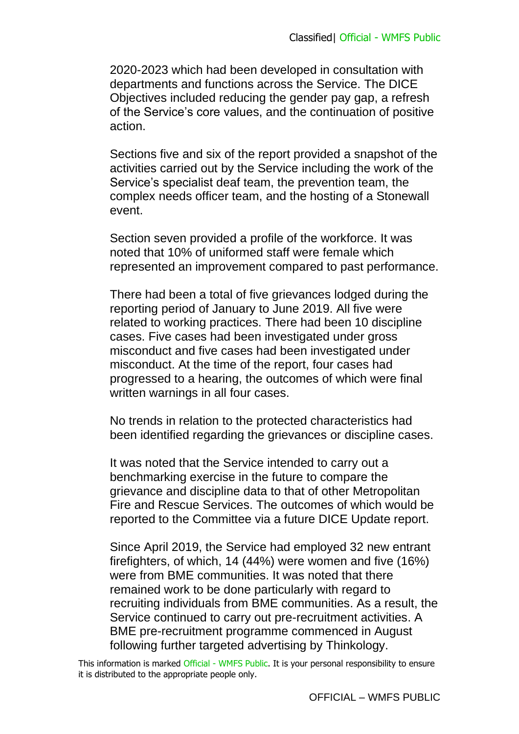2020-2023 which had been developed in consultation with departments and functions across the Service. The DICE Objectives included reducing the gender pay gap, a refresh of the Service's core values, and the continuation of positive action.

Sections five and six of the report provided a snapshot of the activities carried out by the Service including the work of the Service's specialist deaf team, the prevention team, the complex needs officer team, and the hosting of a Stonewall event.

Section seven provided a profile of the workforce. It was noted that 10% of uniformed staff were female which represented an improvement compared to past performance.

There had been a total of five grievances lodged during the reporting period of January to June 2019. All five were related to working practices. There had been 10 discipline cases. Five cases had been investigated under gross misconduct and five cases had been investigated under misconduct. At the time of the report, four cases had progressed to a hearing, the outcomes of which were final written warnings in all four cases.

No trends in relation to the protected characteristics had been identified regarding the grievances or discipline cases.

It was noted that the Service intended to carry out a benchmarking exercise in the future to compare the grievance and discipline data to that of other Metropolitan Fire and Rescue Services. The outcomes of which would be reported to the Committee via a future DICE Update report.

Since April 2019, the Service had employed 32 new entrant firefighters, of which, 14 (44%) were women and five (16%) were from BME communities. It was noted that there remained work to be done particularly with regard to recruiting individuals from BME communities. As a result, the Service continued to carry out pre-recruitment activities. A BME pre-recruitment programme commenced in August following further targeted advertising by Thinkology.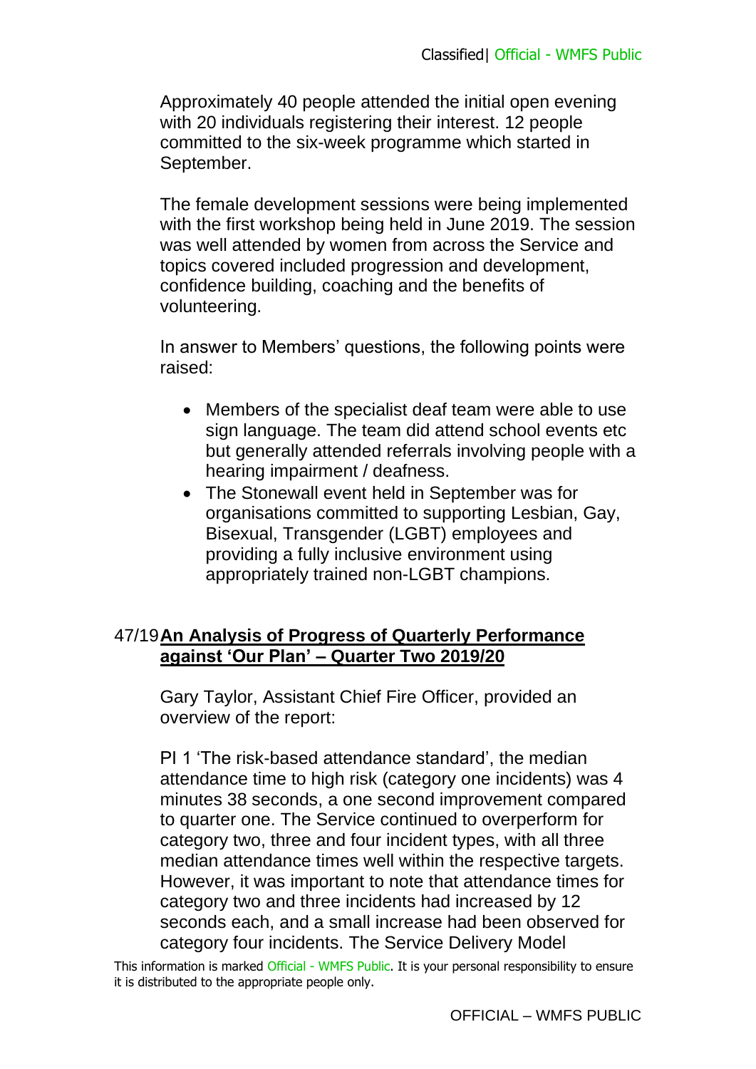Approximately 40 people attended the initial open evening with 20 individuals registering their interest. 12 people committed to the six-week programme which started in September.

The female development sessions were being implemented with the first workshop being held in June 2019. The session was well attended by women from across the Service and topics covered included progression and development, confidence building, coaching and the benefits of volunteering.

In answer to Members' questions, the following points were raised:

- Members of the specialist deaf team were able to use sign language. The team did attend school events etc but generally attended referrals involving people with a hearing impairment / deafness.
- The Stonewall event held in September was for organisations committed to supporting Lesbian, Gay, Bisexual, Transgender (LGBT) employees and providing a fully inclusive environment using appropriately trained non-LGBT champions.

## 47/19 An Analysis of Progress of Quarterly Performance against 'Our Plan' – Quarter Two 2019/20

Gary Taylor, Assistant Chief Fire Officer, provided an overview of the report:

PI 1 'The risk-based attendance standard', the median attendance time to high risk (category one incidents) was 4 minutes 38 seconds, a one second improvement compared to quarter one. The Service continued to overperform for category two, three and four incident types, with all three median attendance times well within the respective targets. However, it was important to note that attendance times for category two and three incidents had increased by 12 seconds each, and a small increase had been observed for category four incidents. The Service Delivery Model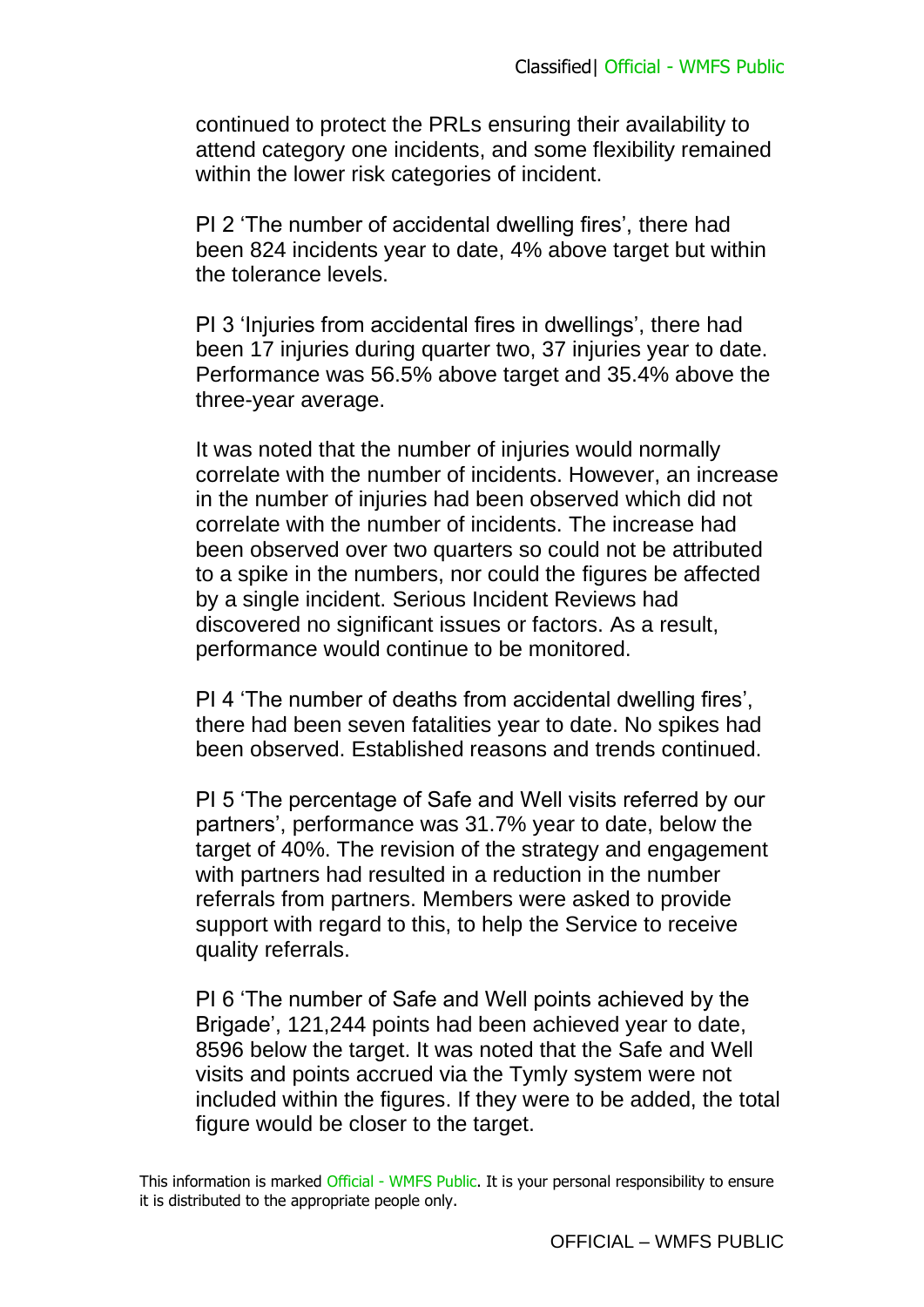continued to protect the PRLs ensuring their availability to attend category one incidents, and some flexibility remained within the lower risk categories of incident.

PI 2 'The number of accidental dwelling fires', there had been 824 incidents year to date, 4% above target but within the tolerance levels.

PI 3 'Injuries from accidental fires in dwellings', there had been 17 injuries during quarter two, 37 injuries year to date. Performance was 56.5% above target and 35.4% above the three-year average.

It was noted that the number of injuries would normally correlate with the number of incidents. However, an increase in the number of injuries had been observed which did not correlate with the number of incidents. The increase had been observed over two quarters so could not be attributed to a spike in the numbers, nor could the figures be affected by a single incident. Serious Incident Reviews had discovered no significant issues or factors. As a result, performance would continue to be monitored.

PI 4 'The number of deaths from accidental dwelling fires', there had been seven fatalities year to date. No spikes had been observed. Established reasons and trends continued.

PI 5 'The percentage of Safe and Well visits referred by our partners', performance was 31.7% year to date, below the target of 40%. The revision of the strategy and engagement with partners had resulted in a reduction in the number referrals from partners. Members were asked to provide support with regard to this, to help the Service to receive quality referrals.

PI 6 'The number of Safe and Well points achieved by the Brigade', 121,244 points had been achieved year to date, 8596 below the target. It was noted that the Safe and Well visits and points accrued via the Tymly system were not included within the figures. If they were to be added, the total figure would be closer to the target.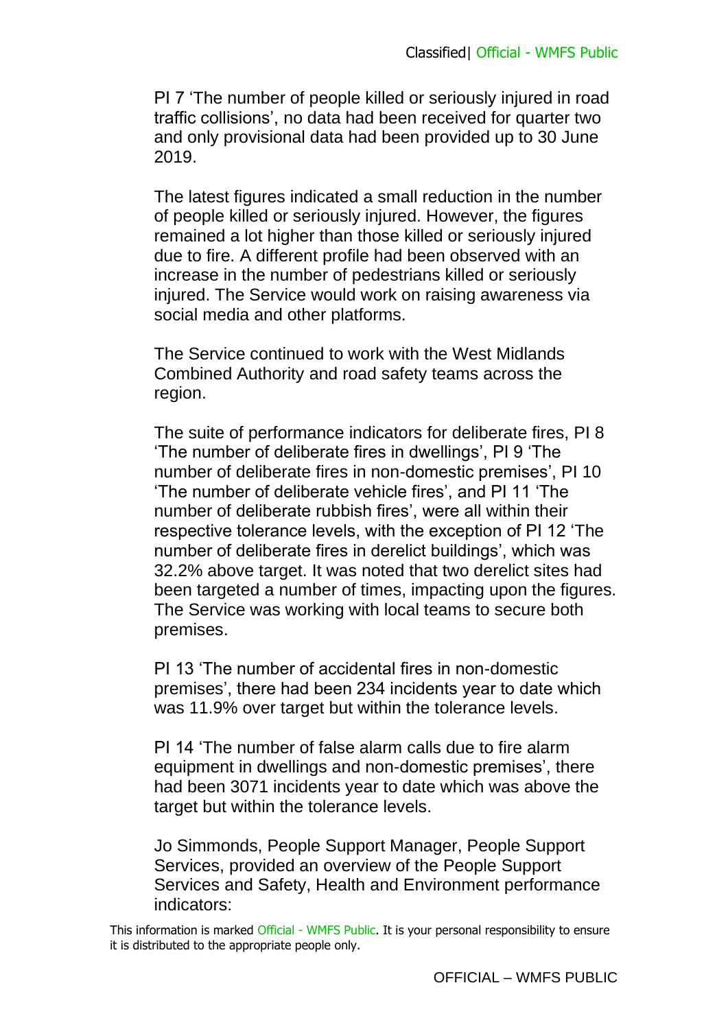PI 7 'The number of people killed or seriously injured in road traffic collisions', no data had been received for quarter two and only provisional data had been provided up to 30 June 2019.

The latest figures indicated a small reduction in the number of people killed or seriously injured. However, the figures remained a lot higher than those killed or seriously injured due to fire. A different profile had been observed with an increase in the number of pedestrians killed or seriously injured. The Service would work on raising awareness via social media and other platforms.

The Service continued to work with the West Midlands Combined Authority and road safety teams across the region.

The suite of performance indicators for deliberate fires, PI 8 'The number of deliberate fires in dwellings', PI 9 'The number of deliberate fires in non-domestic premises', PI 10 'The number of deliberate vehicle fires', and PI 11 'The number of deliberate rubbish fires', were all within their respective tolerance levels, with the exception of PI 12 'The number of deliberate fires in derelict buildings', which was 32.2% above target. It was noted that two derelict sites had been targeted a number of times, impacting upon the figures. The Service was working with local teams to secure both premises.

PI 13 'The number of accidental fires in non-domestic premises', there had been 234 incidents year to date which was 11.9% over target but within the tolerance levels.

PI 14 'The number of false alarm calls due to fire alarm equipment in dwellings and non-domestic premises', there had been 3071 incidents year to date which was above the target but within the tolerance levels.

Jo Simmonds, People Support Manager, People Support Services, provided an overview of the People Support Services and Safety, Health and Environment performance indicators: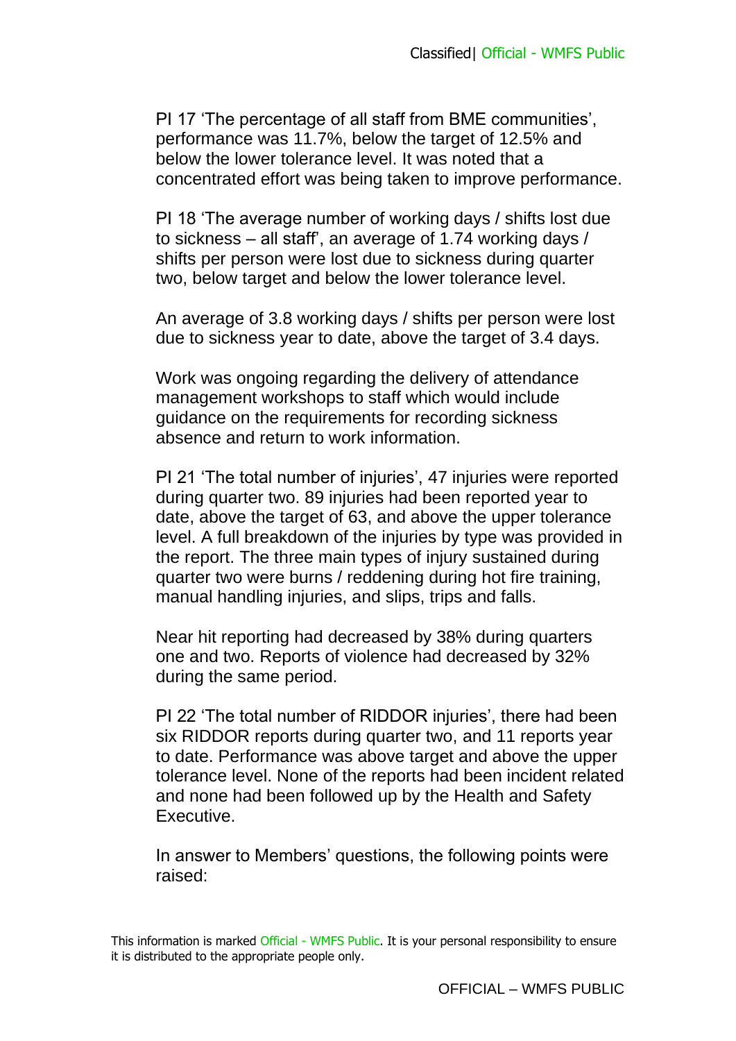PI 17 'The percentage of all staff from BME communities', performance was 11.7%, below the target of 12.5% and below the lower tolerance level. It was noted that a concentrated effort was being taken to improve performance.

PI 18 'The average number of working days / shifts lost due to sickness – all staff', an average of 1.74 working days / shifts per person were lost due to sickness during quarter two, below target and below the lower tolerance level.

An average of 3.8 working days / shifts per person were lost due to sickness year to date, above the target of 3.4 days.

Work was ongoing regarding the delivery of attendance management workshops to staff which would include guidance on the requirements for recording sickness absence and return to work information.

PI 21 'The total number of injuries', 47 injuries were reported during quarter two. 89 injuries had been reported year to date, above the target of 63, and above the upper tolerance level. A full breakdown of the injuries by type was provided in the report. The three main types of injury sustained during quarter two were burns / reddening during hot fire training, manual handling injuries, and slips, trips and falls.

Near hit reporting had decreased by 38% during quarters one and two. Reports of violence had decreased by 32% during the same period.

PI 22 'The total number of RIDDOR injuries', there had been six RIDDOR reports during quarter two, and 11 reports year to date. Performance was above target and above the upper tolerance level. None of the reports had been incident related and none had been followed up by the Health and Safety Executive.

In answer to Members' questions, the following points were raised: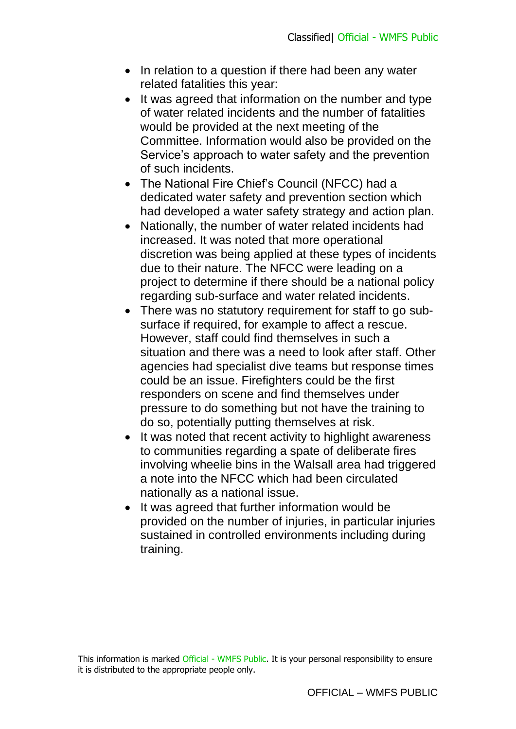- In relation to a question if there had been any water related fatalities this year:
- It was agreed that information on the number and type of water related incidents and the number of fatalities would be provided at the next meeting of the Committee. Information would also be provided on the Service's approach to water safety and the prevention of such incidents.
- The National Fire Chief's Council (NFCC) had a dedicated water safety and prevention section which had developed a water safety strategy and action plan.
- Nationally, the number of water related incidents had increased. It was noted that more operational discretion was being applied at these types of incidents due to their nature. The NFCC were leading on a project to determine if there should be a national policy regarding sub-surface and water related incidents.
- There was no statutory requirement for staff to go sub-surface if required, for example to affect a rescue. However, staff could find themselves in such a situation and there was a need to look after staff. Other agencies had specialist dive teams but response times could be an issue. Firefighters could be the first responders on scene and find themselves under pressure to do something but not have the training to do so, potentially putting themselves at risk.
- It was noted that recent activity to highlight awareness to communities regarding a spate of deliberate fires involving wheelie bins in the Walsall area had triggered a note into the NFCC which had been circulated nationally as a national issue.
- It was agreed that further information would be provided on the number of injuries, in particular injuries sustained in controlled environments including during training.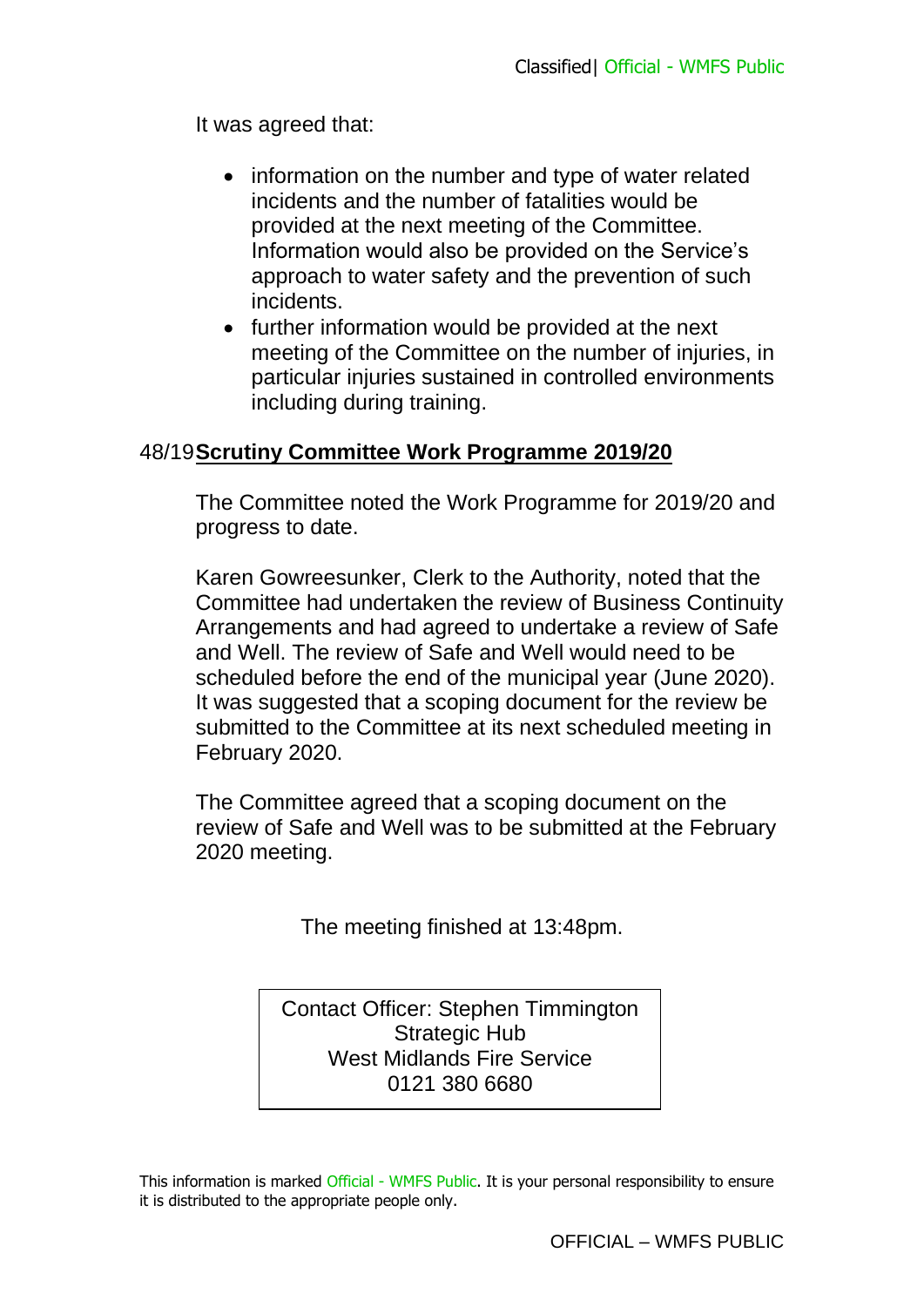It was agreed that:

- information on the number and type of water related incidents and the number of fatalities would be provided at the next meeting of the Committee. Information would also be provided on the Service's approach to water safety and the prevention of such incidents.
- further information would be provided at the next meeting of the Committee on the number of injuries, in particular injuries sustained in controlled environments including during training.

## 48/19 Scrutiny Committee Work Programme 2019/20

The Committee noted the Work Programme for 2019/20 and progress to date.

Karen Gowreesunker, Clerk to the Authority, noted that the Committee had undertaken the review of Business Continuity Arrangements and had agreed to undertake a review of Safe and Well. The review of Safe and Well would need to be scheduled before the end of the municipal year (June 2020). It was suggested that a scoping document for the review be submitted to the Committee at its next scheduled meeting in February 2020.

The Committee agreed that a scoping document on the review of Safe and Well was to be submitted at the February 2020 meeting.

The meeting finished at 13:48pm.

Contact Officer: Stephen Timmington
Strategic Hub
West Midlands Fire Service
0121 380 6680

This information is marked Official - WMFS Public. It is your personal responsibility to ensure it is distributed to the appropriate people only.